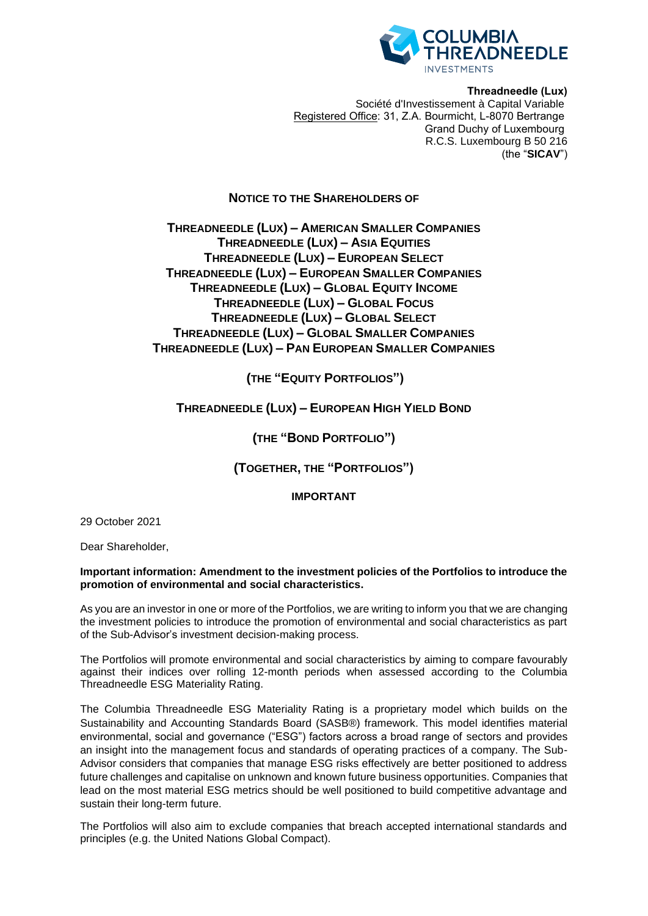**Threadneedle (Lux)**
Société d'Investissement à Capital Variable
Registered Office: 31, Z.A. Bourmicht, L-8070 Bertrange
Grand Duchy of Luxembourg
R.C.S. Luxembourg B 50 216
(the "**SICAV**")

**NOTICE TO THE SHAREHOLDERS OF**

**THREADNEEDLE (LUX) – AMERICAN SMALLER COMPANIES**
**THREADNEEDLE (LUX) – ASIA EQUITIES**
**THREADNEEDLE (LUX) – EUROPEAN SELECT**
**THREADNEEDLE (LUX) – EUROPEAN SMALLER COMPANIES**
**THREADNEEDLE (LUX) – GLOBAL EQUITY INCOME**
**THREADNEEDLE (LUX) – GLOBAL FOCUS**
**THREADNEEDLE (LUX) – GLOBAL SELECT**
**THREADNEEDLE (LUX) – GLOBAL SMALLER COMPANIES**
**THREADNEEDLE (LUX) – PAN EUROPEAN SMALLER COMPANIES**

**(THE "EQUITY PORTFOLIOS")**

**THREADNEEDLE (LUX) – EUROPEAN HIGH YIELD BOND**

**(THE "BOND PORTFOLIO")**

**(TOGETHER, THE "PORTFOLIOS")**

**IMPORTANT**

29 October 2021

Dear Shareholder,

**Important information: Amendment to the investment policies of the Portfolios to introduce the promotion of environmental and social characteristics.**

As you are an investor in one or more of the Portfolios, we are writing to inform you that we are changing the investment policies to introduce the promotion of environmental and social characteristics as part of the Sub-Advisor's investment decision-making process.

The Portfolios will promote environmental and social characteristics by aiming to compare favourably against their indices over rolling 12-month periods when assessed according to the Columbia Threadneedle ESG Materiality Rating.

The Columbia Threadneedle ESG Materiality Rating is a proprietary model which builds on the Sustainability and Accounting Standards Board (SASB®) framework. This model identifies material environmental, social and governance ("ESG") factors across a broad range of sectors and provides an insight into the management focus and standards of operating practices of a company. The Sub-Advisor considers that companies that manage ESG risks effectively are better positioned to address future challenges and capitalise on unknown and known future business opportunities. Companies that lead on the most material ESG metrics should be well positioned to build competitive advantage and sustain their long-term future.

The Portfolios will also aim to exclude companies that breach accepted international standards and principles (e.g. the United Nations Global Compact).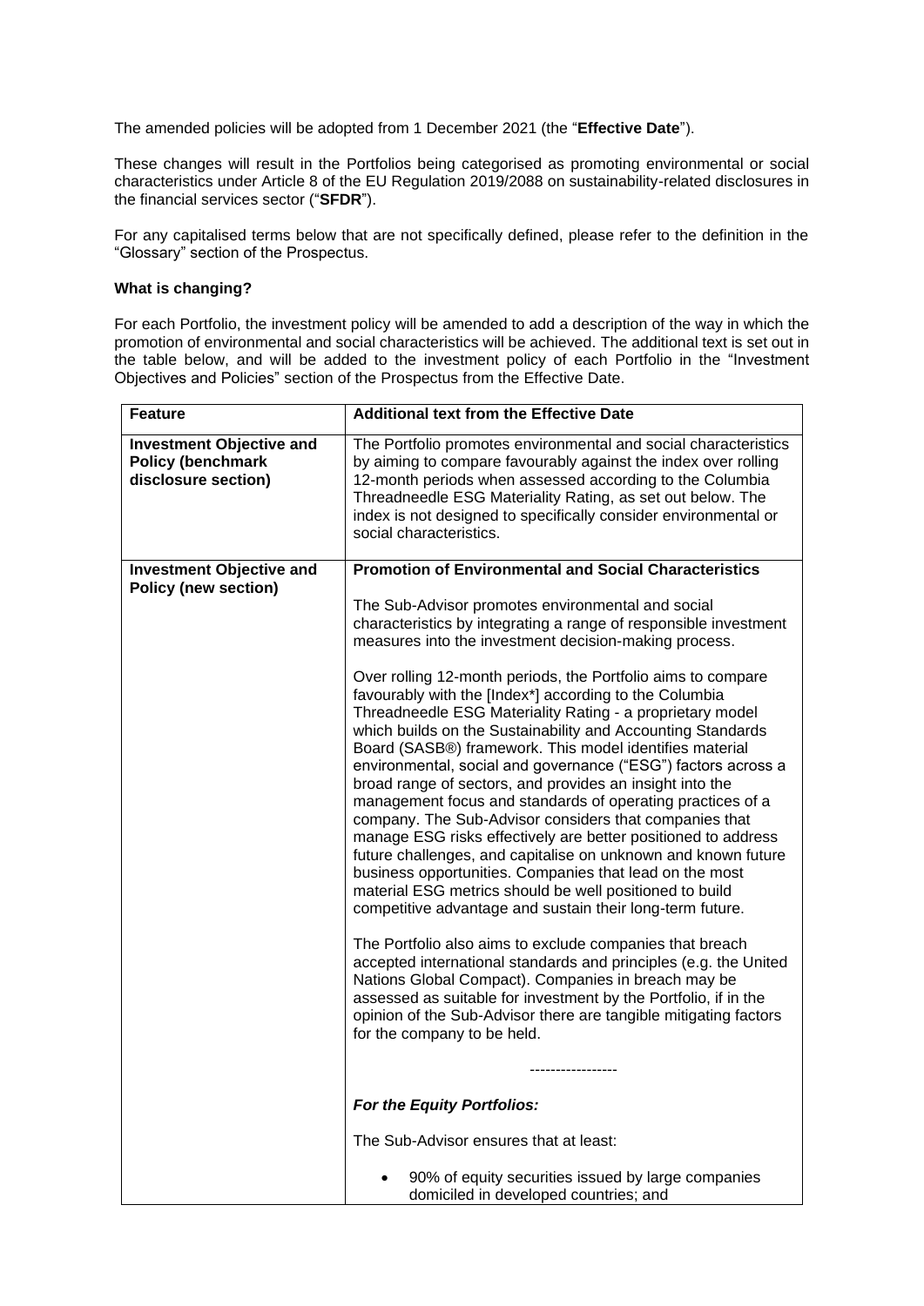The amended policies will be adopted from 1 December 2021 (the "**Effective Date**").

These changes will result in the Portfolios being categorised as promoting environmental or social characteristics under Article 8 of the EU Regulation 2019/2088 on sustainability-related disclosures in the financial services sector ("**SFDR**").

For any capitalised terms below that are not specifically defined, please refer to the definition in the "Glossary" section of the Prospectus.

**What is changing?**

For each Portfolio, the investment policy will be amended to add a description of the way in which the promotion of environmental and social characteristics will be achieved. The additional text is set out in the table below, and will be added to the investment policy of each Portfolio in the "Investment Objectives and Policies" section of the Prospectus from the Effective Date.

| **Feature** | **Additional text from the Effective Date** |
| --- | --- |
| **Investment Objective and Policy (benchmark disclosure section)** | The Portfolio promotes environmental and social characteristics by aiming to compare favourably against the index over rolling 12-month periods when assessed according to the Columbia Threadneedle ESG Materiality Rating, as set out below. The index is not designed to specifically consider environmental or social characteristics. |
| **Investment Objective and Policy (new section)** | **Promotion of Environmental and Social Characteristics**<br><br>The Sub-Advisor promotes environmental and social characteristics by integrating a range of responsible investment measures into the investment decision-making process.<br><br>Over rolling 12-month periods, the Portfolio aims to compare favourably with the [Index*] according to the Columbia Threadneedle ESG Materiality Rating - a proprietary model which builds on the Sustainability and Accounting Standards Board (SASB®) framework. This model identifies material environmental, social and governance ("ESG") factors across a broad range of sectors, and provides an insight into the management focus and standards of operating practices of a company. The Sub-Advisor considers that companies that manage ESG risks effectively are better positioned to address future challenges, and capitalise on unknown and known future business opportunities. Companies that lead on the most material ESG metrics should be well positioned to build competitive advantage and sustain their long-term future.<br><br>The Portfolio also aims to exclude companies that breach accepted international standards and principles (e.g. the United Nations Global Compact). Companies in breach may be assessed as suitable for investment by the Portfolio, if in the opinion of the Sub-Advisor there are tangible mitigating factors for the company to be held.<br><br>-----------------<br><br>***For the Equity Portfolios:***<br><br>The Sub-Advisor ensures that at least:<br><br>• 90% of equity securities issued by large companies domiciled in developed countries; and |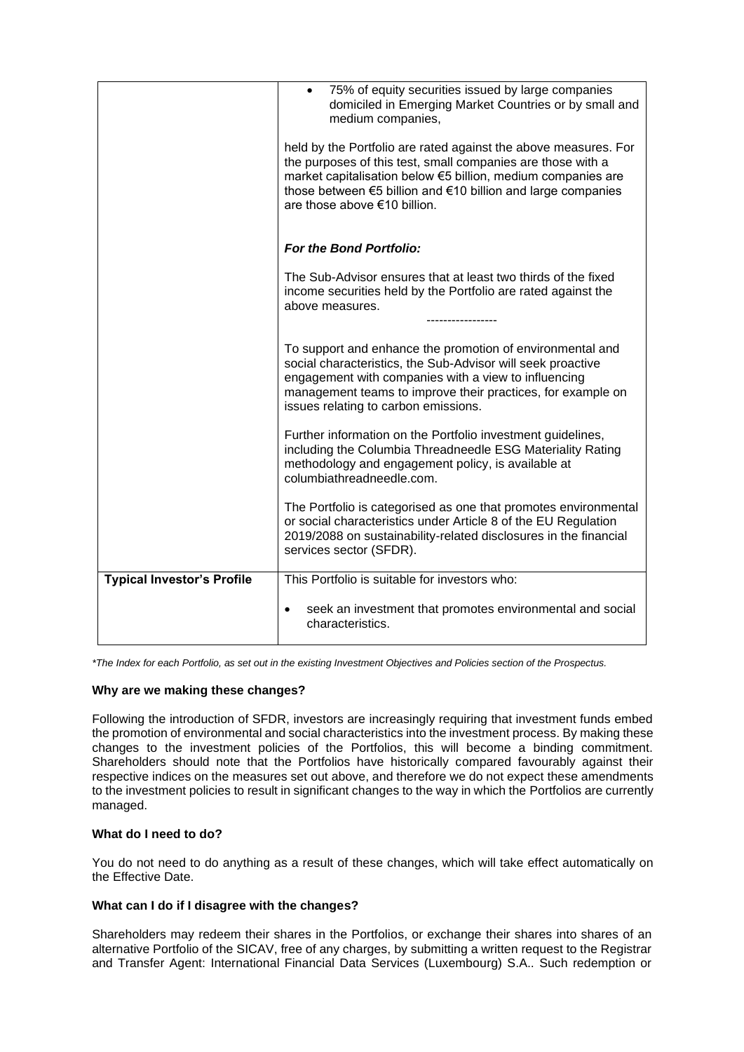| | |
|---|---|
| | • 75% of equity securities issued by large companies domiciled in Emerging Market Countries or by small and medium companies,<br><br>held by the Portfolio are rated against the above measures. For the purposes of this test, small companies are those with a market capitalisation below €5 billion, medium companies are those between €5 billion and €10 billion and large companies are those above €10 billion.<br><br>***For the Bond Portfolio:***<br><br>The Sub-Advisor ensures that at least two thirds of the fixed income securities held by the Portfolio are rated against the above measures.<br><br>-----------------<br><br>To support and enhance the promotion of environmental and social characteristics, the Sub-Advisor will seek proactive engagement with companies with a view to influencing management teams to improve their practices, for example on issues relating to carbon emissions.<br><br>Further information on the Portfolio investment guidelines, including the Columbia Threadneedle ESG Materiality Rating methodology and engagement policy, is available at columbiathreadneedle.com.<br><br>The Portfolio is categorised as one that promotes environmental or social characteristics under Article 8 of the EU Regulation 2019/2088 on sustainability-related disclosures in the financial services sector (SFDR). |
| **Typical Investor's Profile** | This Portfolio is suitable for investors who:<br><br>• seek an investment that promotes environmental and social characteristics. |

*\*The Index for each Portfolio, as set out in the existing Investment Objectives and Policies section of the Prospectus.*

**Why are we making these changes?**

Following the introduction of SFDR, investors are increasingly requiring that investment funds embed the promotion of environmental and social characteristics into the investment process. By making these changes to the investment policies of the Portfolios, this will become a binding commitment. Shareholders should note that the Portfolios have historically compared favourably against their respective indices on the measures set out above, and therefore we do not expect these amendments to the investment policies to result in significant changes to the way in which the Portfolios are currently managed.

**What do I need to do?**

You do not need to do anything as a result of these changes, which will take effect automatically on the Effective Date.

**What can I do if I disagree with the changes?**

Shareholders may redeem their shares in the Portfolios, or exchange their shares into shares of an alternative Portfolio of the SICAV, free of any charges, by submitting a written request to the Registrar and Transfer Agent: International Financial Data Services (Luxembourg) S.A.. Such redemption or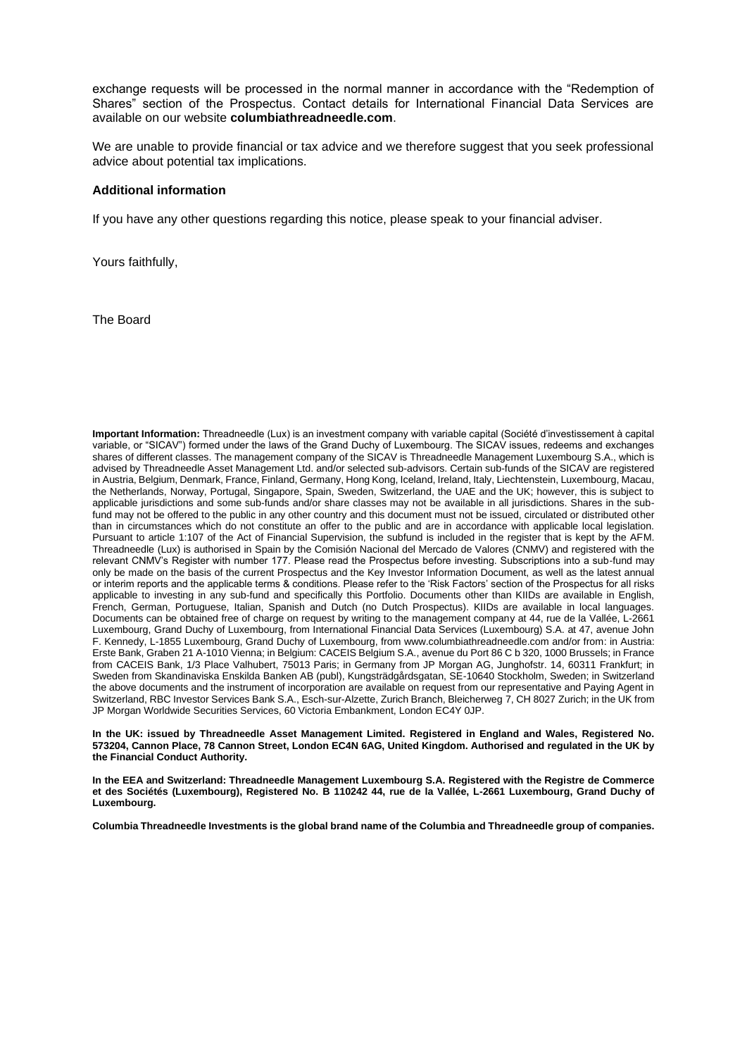exchange requests will be processed in the normal manner in accordance with the "Redemption of Shares" section of the Prospectus. Contact details for International Financial Data Services are available on our website **columbiathreadneedle.com**.

We are unable to provide financial or tax advice and we therefore suggest that you seek professional advice about potential tax implications.

**Additional information**

If you have any other questions regarding this notice, please speak to your financial adviser.

Yours faithfully,

The Board

**Important Information:** Threadneedle (Lux) is an investment company with variable capital (Société d'investissement à capital variable, or "SICAV") formed under the laws of the Grand Duchy of Luxembourg. The SICAV issues, redeems and exchanges shares of different classes. The management company of the SICAV is Threadneedle Management Luxembourg S.A., which is advised by Threadneedle Asset Management Ltd. and/or selected sub-advisors. Certain sub-funds of the SICAV are registered in Austria, Belgium, Denmark, France, Finland, Germany, Hong Kong, Iceland, Ireland, Italy, Liechtenstein, Luxembourg, Macau, the Netherlands, Norway, Portugal, Singapore, Spain, Sweden, Switzerland, the UAE and the UK; however, this is subject to applicable jurisdictions and some sub-funds and/or share classes may not be available in all jurisdictions. Shares in the sub-fund may not be offered to the public in any other country and this document must not be issued, circulated or distributed other than in circumstances which do not constitute an offer to the public and are in accordance with applicable local legislation. Pursuant to article 1:107 of the Act of Financial Supervision, the subfund is included in the register that is kept by the AFM. Threadneedle (Lux) is authorised in Spain by the Comisión Nacional del Mercado de Valores (CNMV) and registered with the relevant CNMV's Register with number 177. Please read the Prospectus before investing. Subscriptions into a sub-fund may only be made on the basis of the current Prospectus and the Key Investor Information Document, as well as the latest annual or interim reports and the applicable terms & conditions. Please refer to the 'Risk Factors' section of the Prospectus for all risks applicable to investing in any sub-fund and specifically this Portfolio. Documents other than KIIDs are available in English, French, German, Portuguese, Italian, Spanish and Dutch (no Dutch Prospectus). KIIDs are available in local languages. Documents can be obtained free of charge on request by writing to the management company at 44, rue de la Vallée, L-2661 Luxembourg, Grand Duchy of Luxembourg, from International Financial Data Services (Luxembourg) S.A. at 47, avenue John F. Kennedy, L-1855 Luxembourg, Grand Duchy of Luxembourg, from www.columbiathreadneedle.com and/or from: in Austria: Erste Bank, Graben 21 A-1010 Vienna; in Belgium: CACEIS Belgium S.A., avenue du Port 86 C b 320, 1000 Brussels; in France from CACEIS Bank, 1/3 Place Valhubert, 75013 Paris; in Germany from JP Morgan AG, Junghofstr. 14, 60311 Frankfurt; in Sweden from Skandinaviska Enskilda Banken AB (publ), Kungsträdgårdsgatan, SE-10640 Stockholm, Sweden; in Switzerland the above documents and the instrument of incorporation are available on request from our representative and Paying Agent in Switzerland, RBC Investor Services Bank S.A., Esch-sur-Alzette, Zurich Branch, Bleicherweg 7, CH 8027 Zurich; in the UK from JP Morgan Worldwide Securities Services, 60 Victoria Embankment, London EC4Y 0JP.

**In the UK: issued by Threadneedle Asset Management Limited. Registered in England and Wales, Registered No. 573204, Cannon Place, 78 Cannon Street, London EC4N 6AG, United Kingdom. Authorised and regulated in the UK by the Financial Conduct Authority.**

**In the EEA and Switzerland: Threadneedle Management Luxembourg S.A. Registered with the Registre de Commerce et des Sociétés (Luxembourg), Registered No. B 110242 44, rue de la Vallée, L-2661 Luxembourg, Grand Duchy of Luxembourg.**

**Columbia Threadneedle Investments is the global brand name of the Columbia and Threadneedle group of companies.**